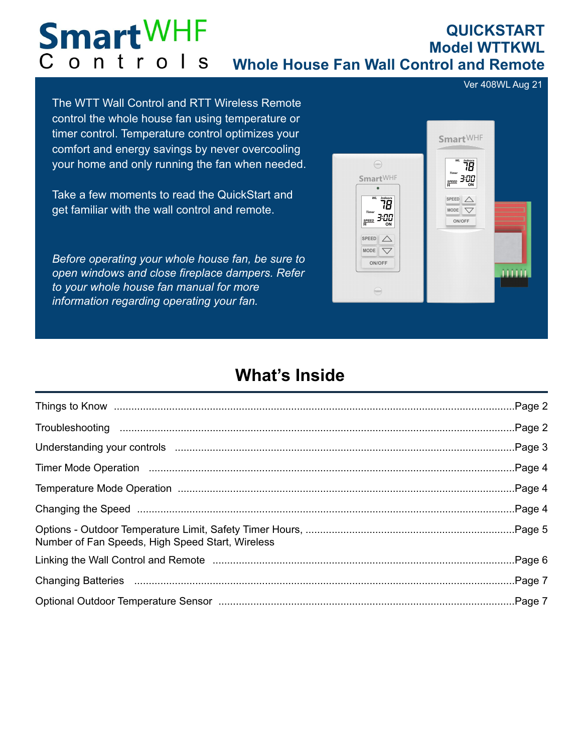# SmartWHF Controls

## QUICKSTART
## Model WTTKWL
## Whole House Fan Wall Control and Remote

Ver 408WL Aug 21

The WTT Wall Control and RTT Wireless Remote control the whole house fan using temperature or timer control. Temperature control optimizes your comfort and energy savings by never overcooling your home and only running the fan when needed.

Take a few moments to read the QuickStart and get familiar with the wall control and remote.

*Before operating your whole house fan, be sure to open windows and close fireplace dampers. Refer to your whole house fan manual for more information regarding operating your fan.*

## What's Inside

| Section | Page |
|---|---|
| Things to Know | Page 2 |
| Troubleshooting | Page 2 |
| Understanding your controls | Page 3 |
| Timer Mode Operation | Page 4 |
| Temperature Mode Operation | Page 4 |
| Changing the Speed | Page 4 |
| Options - Outdoor Temperature Limit, Safety Timer Hours, Number of Fan Speeds, High Speed Start, Wireless | Page 5 |
| Linking the Wall Control and Remote | Page 6 |
| Changing Batteries | Page 7 |
| Optional Outdoor Temperature Sensor | Page 7 |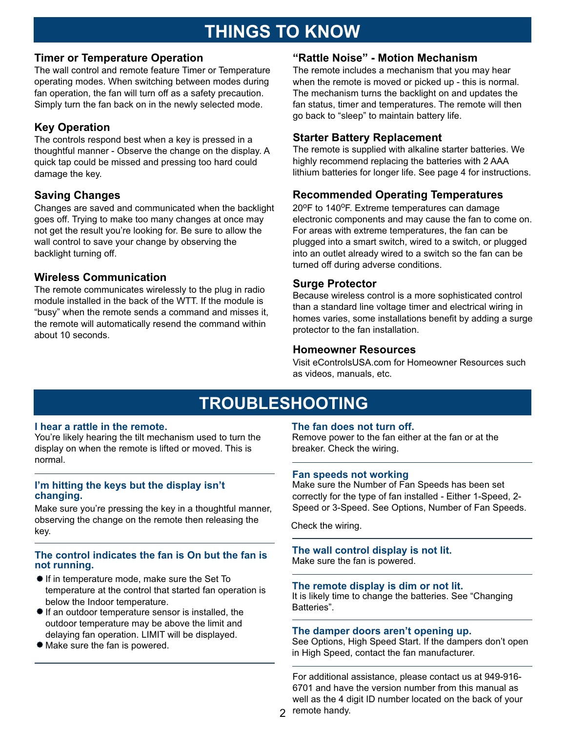# THINGS TO KNOW

### Timer or Temperature Operation

The wall control and remote feature Timer or Temperature operating modes. When switching between modes during fan operation, the fan will turn off as a safety precaution. Simply turn the fan back on in the newly selected mode.

### Key Operation

The controls respond best when a key is pressed in a thoughtful manner - Observe the change on the display. A quick tap could be missed and pressing too hard could damage the key.

### Saving Changes

Changes are saved and communicated when the backlight goes off. Trying to make too many changes at once may not get the result you're looking for. Be sure to allow the wall control to save your change by observing the backlight turning off.

### Wireless Communication

The remote communicates wirelessly to the plug in radio module installed in the back of the WTT. If the module is "busy" when the remote sends a command and misses it, the remote will automatically resend the command within about 10 seconds.

### "Rattle Noise" - Motion Mechanism

The remote includes a mechanism that you may hear when the remote is moved or picked up - this is normal. The mechanism turns the backlight on and updates the fan status, timer and temperatures. The remote will then go back to "sleep" to maintain battery life.

### Starter Battery Replacement

The remote is supplied with alkaline starter batteries. We highly recommend replacing the batteries with 2 AAA lithium batteries for longer life. See page 4 for instructions.

### Recommended Operating Temperatures

20ºF to 140ºF. Extreme temperatures can damage electronic components and may cause the fan to come on. For areas with extreme temperatures, the fan can be plugged into a smart switch, wired to a switch, or plugged into an outlet already wired to a switch so the fan can be turned off during adverse conditions.

### Surge Protector

Because wireless control is a more sophisticated control than a standard line voltage timer and electrical wiring in homes varies, some installations benefit by adding a surge protector to the fan installation.

### Homeowner Resources

Visit eControlsUSA.com for Homeowner Resources such as videos, manuals, etc.

# TROUBLESHOOTING

**I hear a rattle in the remote.**
You're likely hearing the tilt mechanism used to turn the display on when the remote is lifted or moved. This is normal.

---

**I'm hitting the keys but the display isn't changing.**
Make sure you're pressing the key in a thoughtful manner, observing the change on the remote then releasing the key.

---

**The control indicates the fan is On but the fan is not running.**

- If in temperature mode, make sure the Set To temperature at the control that started fan operation is below the Indoor temperature.
- If an outdoor temperature sensor is installed, the outdoor temperature may be above the limit and delaying fan operation. LIMIT will be displayed.
- Make sure the fan is powered.

---

**The fan does not turn off.**
Remove power to the fan either at the fan or at the breaker. Check the wiring.

---

**Fan speeds not working**
Make sure the Number of Fan Speeds has been set correctly for the type of fan installed - Either 1-Speed, 2-Speed or 3-Speed. See Options, Number of Fan Speeds.

Check the wiring.

---

**The wall control display is not lit.**
Make sure the fan is powered.

---

**The remote display is dim or not lit.**
It is likely time to change the batteries. See "Changing Batteries".

---

**The damper doors aren't opening up.**
See Options, High Speed Start. If the dampers don't open in High Speed, contact the fan manufacturer.

---

For additional assistance, please contact us at 949-916-6701 and have the version number from this manual as well as the 4 digit ID number located on the back of your remote handy.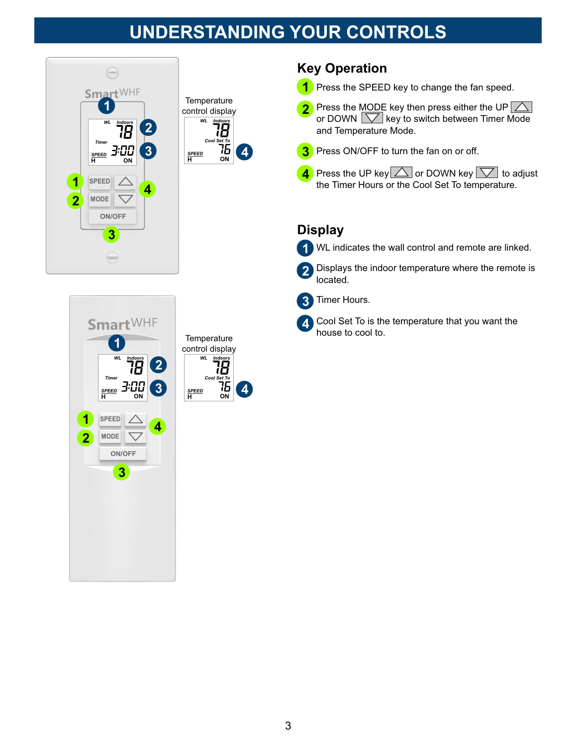# UNDERSTANDING YOUR CONTROLS

## Key Operation

1. Press the SPEED key to change the fan speed.
2. Press the MODE key then press either the UP △ or DOWN ▽ key to switch between Timer Mode and Temperature Mode.
3. Press ON/OFF to turn the fan on or off.
4. Press the UP key △ or DOWN key ▽ to adjust the Timer Hours or the Cool Set To temperature.

## Display

1. WL indicates the wall control and remote are linked.
2. Displays the indoor temperature where the remote is located.
3. Timer Hours.
4. Cool Set To is the temperature that you want the house to cool to.

Temperature control display

Temperature control display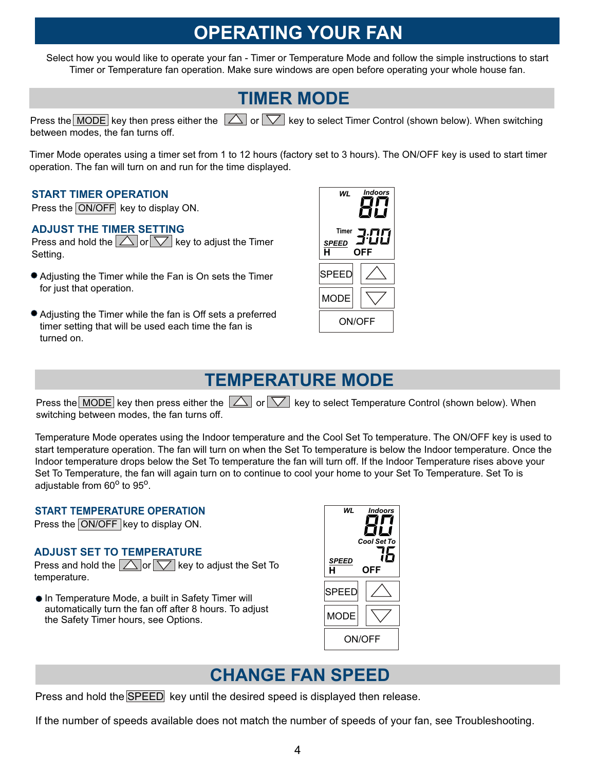# OPERATING YOUR FAN

Select how you would like to operate your fan - Timer or Temperature Mode and follow the simple instructions to start Timer or Temperature fan operation. Make sure windows are open before operating your whole house fan.

## TIMER MODE

Press the MODE key then press either the △ or ▽ key to select Timer Control (shown below). When switching between modes, the fan turns off.

Timer Mode operates using a timer set from 1 to 12 hours (factory set to 3 hours). The ON/OFF key is used to start timer operation. The fan will turn on and run for the time displayed.

### START TIMER OPERATION

Press the ON/OFF key to display ON.

### ADJUST THE TIMER SETTING

Press and hold the △ or ▽ key to adjust the Timer Setting.

- Adjusting the Timer while the Fan is On sets the Timer for just that operation.
- Adjusting the Timer while the fan is Off sets a preferred timer setting that will be used each time the fan is turned on.

WL Indoors 80
Timer 3:00
SPEED H OFF
SPEED △
MODE ▽
ON/OFF

## TEMPERATURE MODE

Press the MODE key then press either the △ or ▽ key to select Temperature Control (shown below). When switching between modes, the fan turns off.

Temperature Mode operates using the Indoor temperature and the Cool Set To temperature. The ON/OFF key is used to start temperature operation. The fan will turn on when the Set To temperature is below the Indoor temperature. Once the Indoor temperature drops below the Set To temperature the fan will turn off. If the Indoor Temperature rises above your Set To Temperature, the fan will again turn on to continue to cool your home to your Set To Temperature. Set To is adjustable from 60° to 95°.

### START TEMPERATURE OPERATION

Press the ON/OFF key to display ON.

### ADJUST SET TO TEMPERATURE

Press and hold the △ or ▽ key to adjust the Set To temperature.

- In Temperature Mode, a built in Safety Timer will automatically turn the fan off after 8 hours. To adjust the Safety Timer hours, see Options.

WL Indoors 80
Cool Set To 76
SPEED H OFF
SPEED △
MODE ▽
ON/OFF

## CHANGE FAN SPEED

Press and hold the SPEED key until the desired speed is displayed then release.

If the number of speeds available does not match the number of speeds of your fan, see Troubleshooting.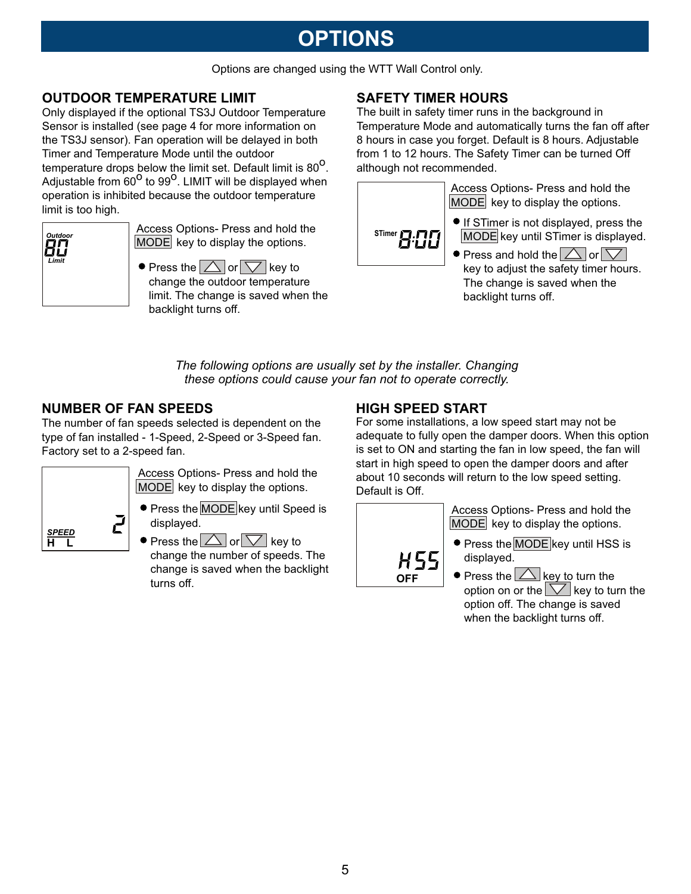# OPTIONS

Options are changed using the WTT Wall Control only.

## OUTDOOR TEMPERATURE LIMIT

Only displayed if the optional TS3J Outdoor Temperature Sensor is installed (see page 4 for more information on the TS3J sensor). Fan operation will be delayed in both Timer and Temperature Mode until the outdoor temperature drops below the limit set. Default limit is $80^{O}$. Adjustable from $60^{O}$ to $99^{O}$. LIMIT will be displayed when operation is inhibited because the outdoor temperature limit is too high.

Outdoor 80 Limit

Access Options- Press and hold the MODE key to display the options.

- Press the △ or ▽ key to change the outdoor temperature limit. The change is saved when the backlight turns off.

## SAFETY TIMER HOURS

The built in safety timer runs in the background in Temperature Mode and automatically turns the fan off after 8 hours in case you forget. Default is 8 hours. Adjustable from 1 to 12 hours. The Safety Timer can be turned Off although not recommended.

STimer 8:00

Access Options- Press and hold the MODE key to display the options.

- If STimer is not displayed, press the MODE key until STimer is displayed.
- Press and hold the △ or ▽ key to adjust the safety timer hours. The change is saved when the backlight turns off.

*The following options are usually set by the installer. Changing these options could cause your fan not to operate correctly.*

## NUMBER OF FAN SPEEDS

The number of fan speeds selected is dependent on the type of fan installed - 1-Speed, 2-Speed or 3-Speed fan. Factory set to a 2-speed fan.

SPEED H L 2

Access Options- Press and hold the MODE key to display the options.

- Press the MODE key until Speed is displayed.
- Press the △ or ▽ key to change the number of speeds. The change is saved when the backlight turns off.

## HIGH SPEED START

For some installations, a low speed start may not be adequate to fully open the damper doors. When this option is set to ON and starting the fan in low speed, the fan will start in high speed to open the damper doors and after about 10 seconds will return to the low speed setting. Default is Off.

HSS OFF

Access Options- Press and hold the MODE key to display the options.

- Press the MODE key until HSS is displayed.
- Press the △ key to turn the option on or the ▽ key to turn the option off. The change is saved when the backlight turns off.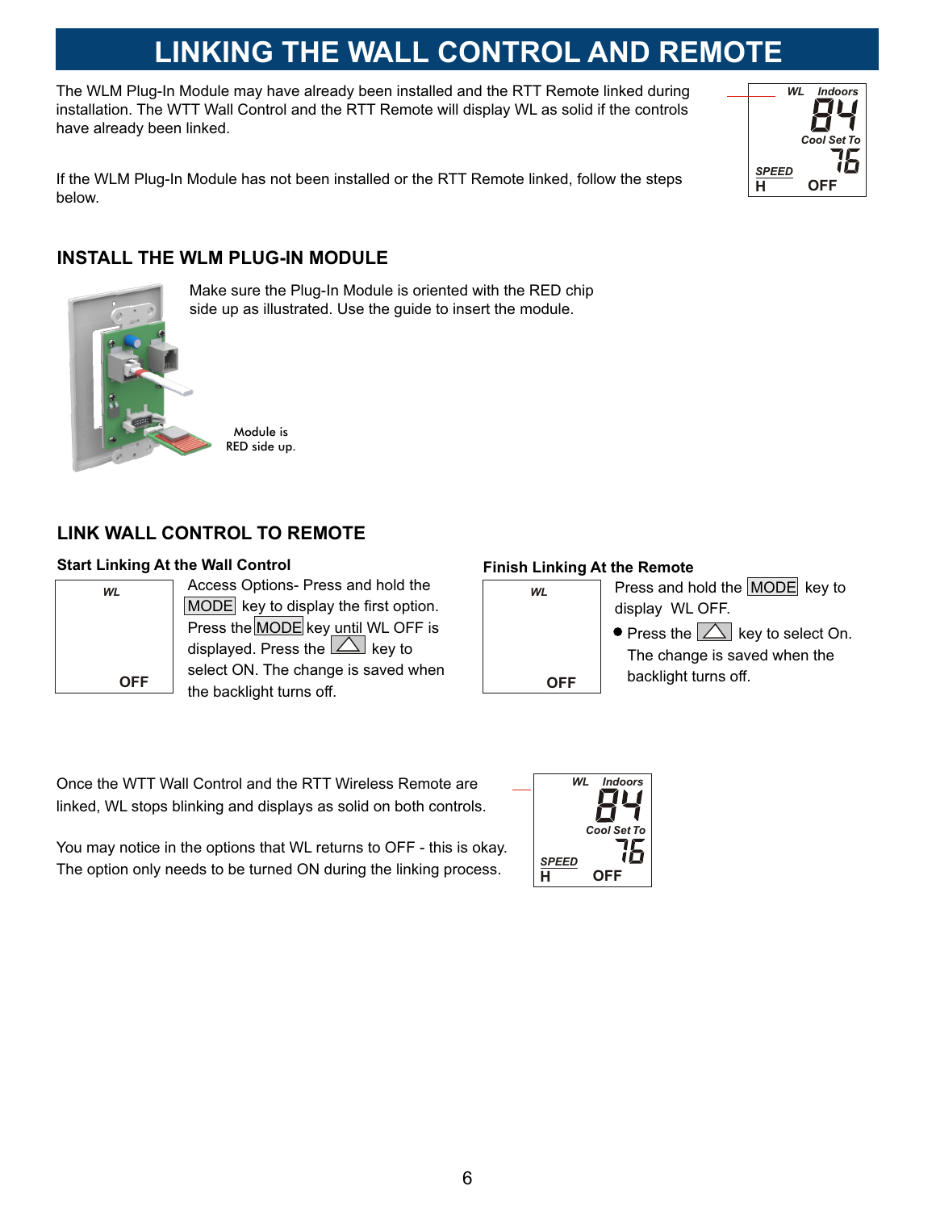# LINKING THE WALL CONTROL AND REMOTE

The WLM Plug-In Module may have already been installed and the RTT Remote linked during installation. The WTT Wall Control and the RTT Remote will display WL as solid if the controls have already been linked.

WL Indoors
84
Cool Set To
76
SPEED
H OFF

If the WLM Plug-In Module has not been installed or the RTT Remote linked, follow the steps below.

## INSTALL THE WLM PLUG-IN MODULE

Make sure the Plug-In Module is oriented with the RED chip side up as illustrated. Use the guide to insert the module.

Module is RED side up.

## LINK WALL CONTROL TO REMOTE

### Start Linking At the Wall Control

WL
OFF

Access Options- Press and hold the MODE key to display the first option. Press the MODE key until WL OFF is displayed. Press the △ key to select ON. The change is saved when the backlight turns off.

### Finish Linking At the Remote

WL
OFF

Press and hold the MODE key to display WL OFF.

- Press the △ key to select On. The change is saved when the backlight turns off.

Once the WTT Wall Control and the RTT Wireless Remote are linked, WL stops blinking and displays as solid on both controls.

You may notice in the options that WL returns to OFF - this is okay. The option only needs to be turned ON during the linking process.

WL Indoors
84
Cool Set To
76
SPEED
H OFF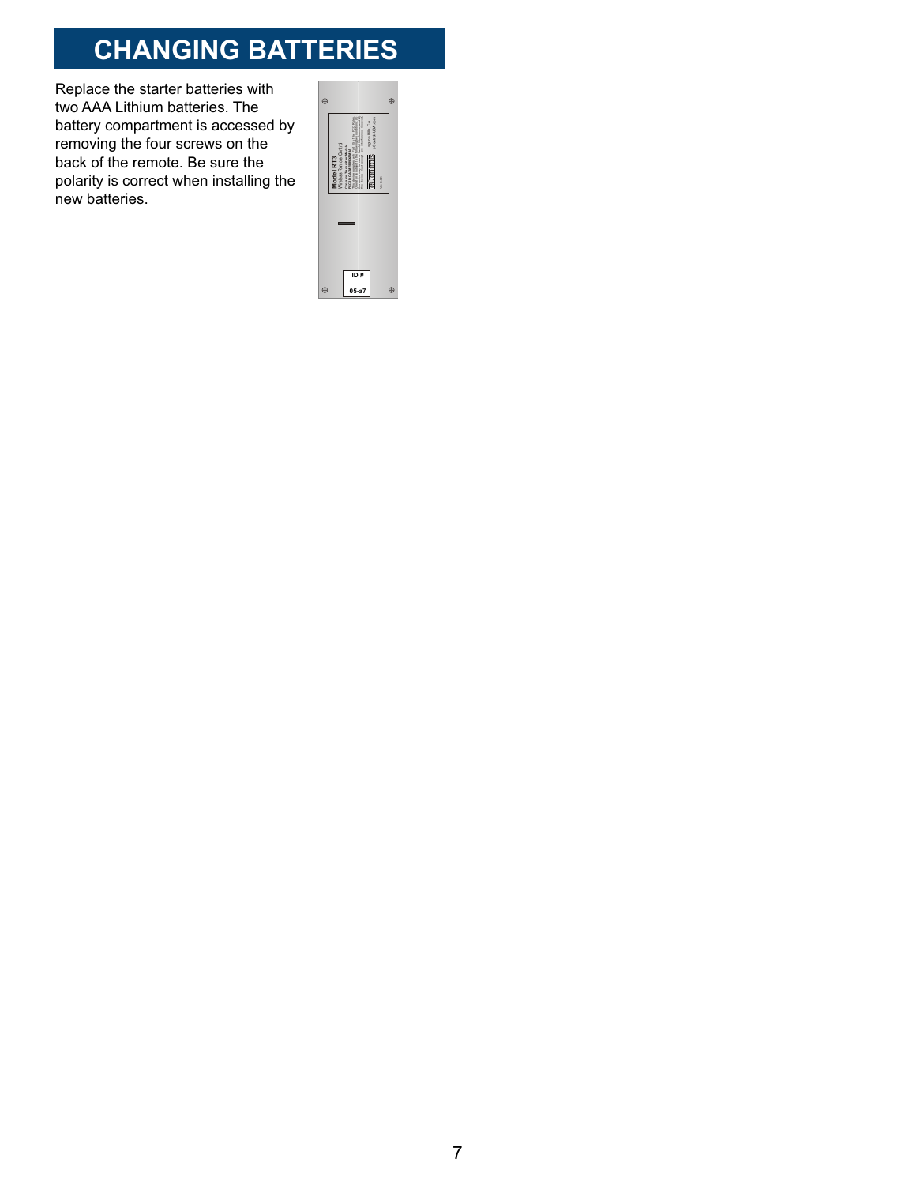# CHANGING BATTERIES

Replace the starter batteries with two AAA Lithium batteries. The battery compartment is accessed by removing the four screws on the back of the remote. Be sure the polarity is correct when installing the new batteries.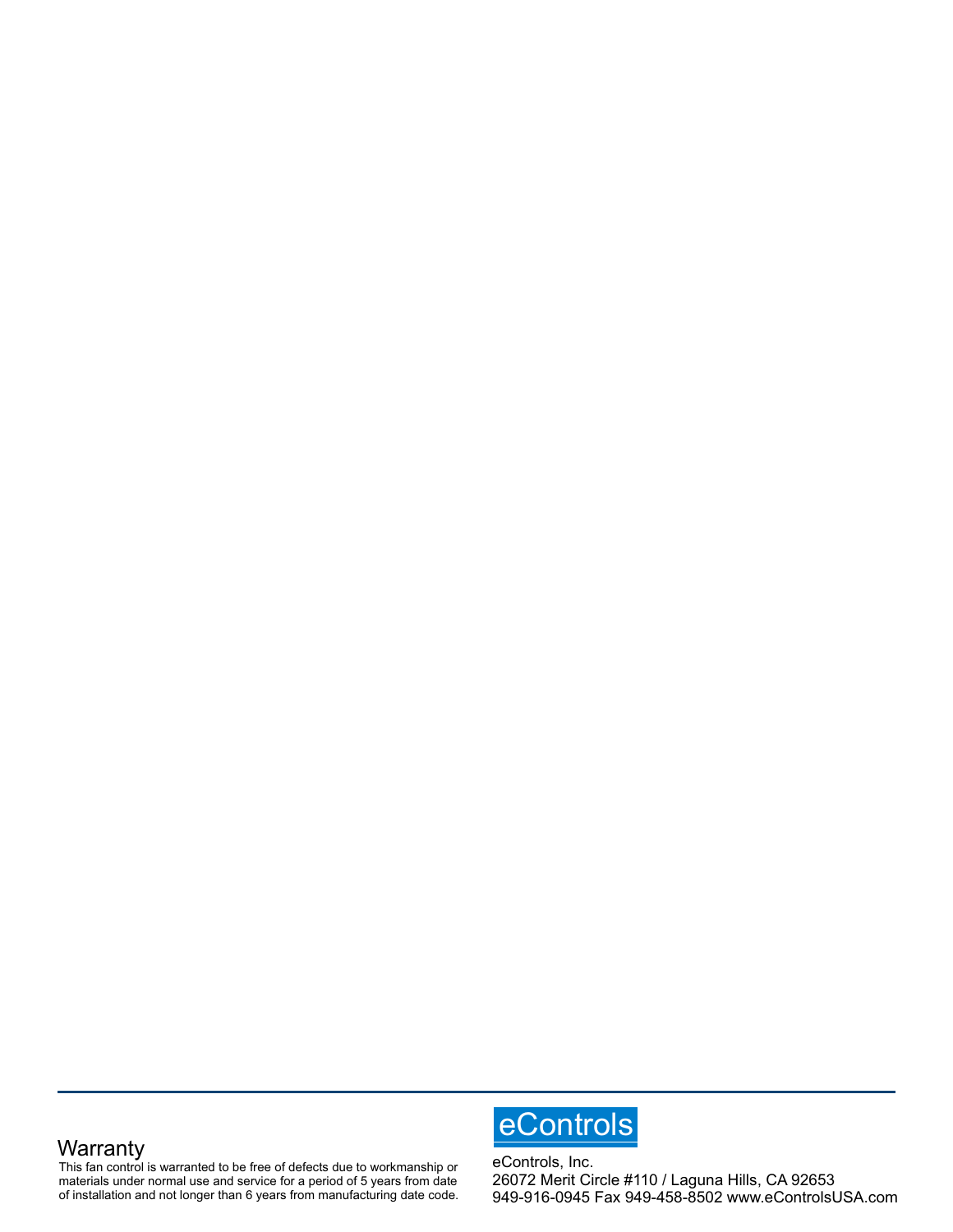## Warranty

This fan control is warranted to be free of defects due to workmanship or materials under normal use and service for a period of 5 years from date of installation and not longer than 6 years from manufacturing date code.

eControls

eControls, Inc.
26072 Merit Circle #110 / Laguna Hills, CA 92653
949-916-0945 Fax 949-458-8502 www.eControlsUSA.com